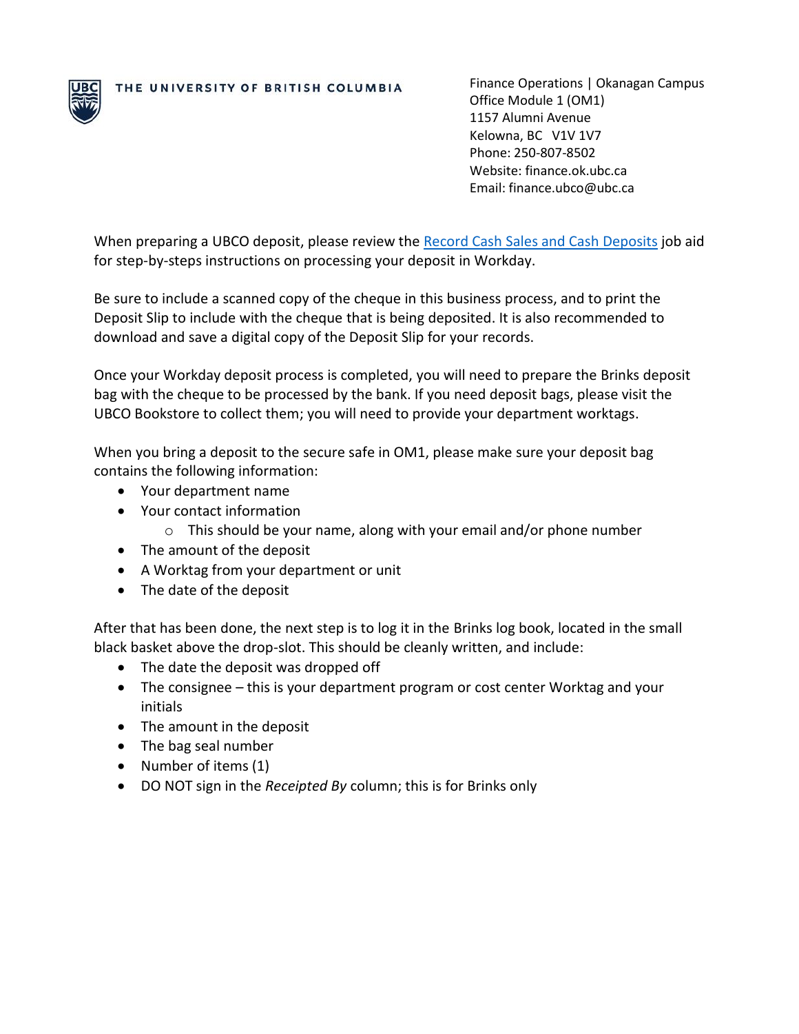THE UNIVERSITY OF BRITISH COLUMBIA

Finance Operations | Okanagan Campus
Office Module 1 (OM1)
1157 Alumni Avenue
Kelowna, BC V1V 1V7
Phone: 250-807-8502
Website: finance.ok.ubc.ca
Email: finance.ubco@ubc.ca

When preparing a UBCO deposit, please review the [Record Cash Sales and Cash Deposits]() job aid for step-by-steps instructions on processing your deposit in Workday.

Be sure to include a scanned copy of the cheque in this business process, and to print the Deposit Slip to include with the cheque that is being deposited. It is also recommended to download and save a digital copy of the Deposit Slip for your records.

Once your Workday deposit process is completed, you will need to prepare the Brinks deposit bag with the cheque to be processed by the bank. If you need deposit bags, please visit the UBCO Bookstore to collect them; you will need to provide your department worktags.

When you bring a deposit to the secure safe in OM1, please make sure your deposit bag contains the following information:

- Your department name
- Your contact information
  - This should be your name, along with your email and/or phone number
- The amount of the deposit
- A Worktag from your department or unit
- The date of the deposit

After that has been done, the next step is to log it in the Brinks log book, located in the small black basket above the drop-slot. This should be cleanly written, and include:

- The date the deposit was dropped off
- The consignee – this is your department program or cost center Worktag and your initials
- The amount in the deposit
- The bag seal number
- Number of items (1)
- DO NOT sign in the *Receipted By* column; this is for Brinks only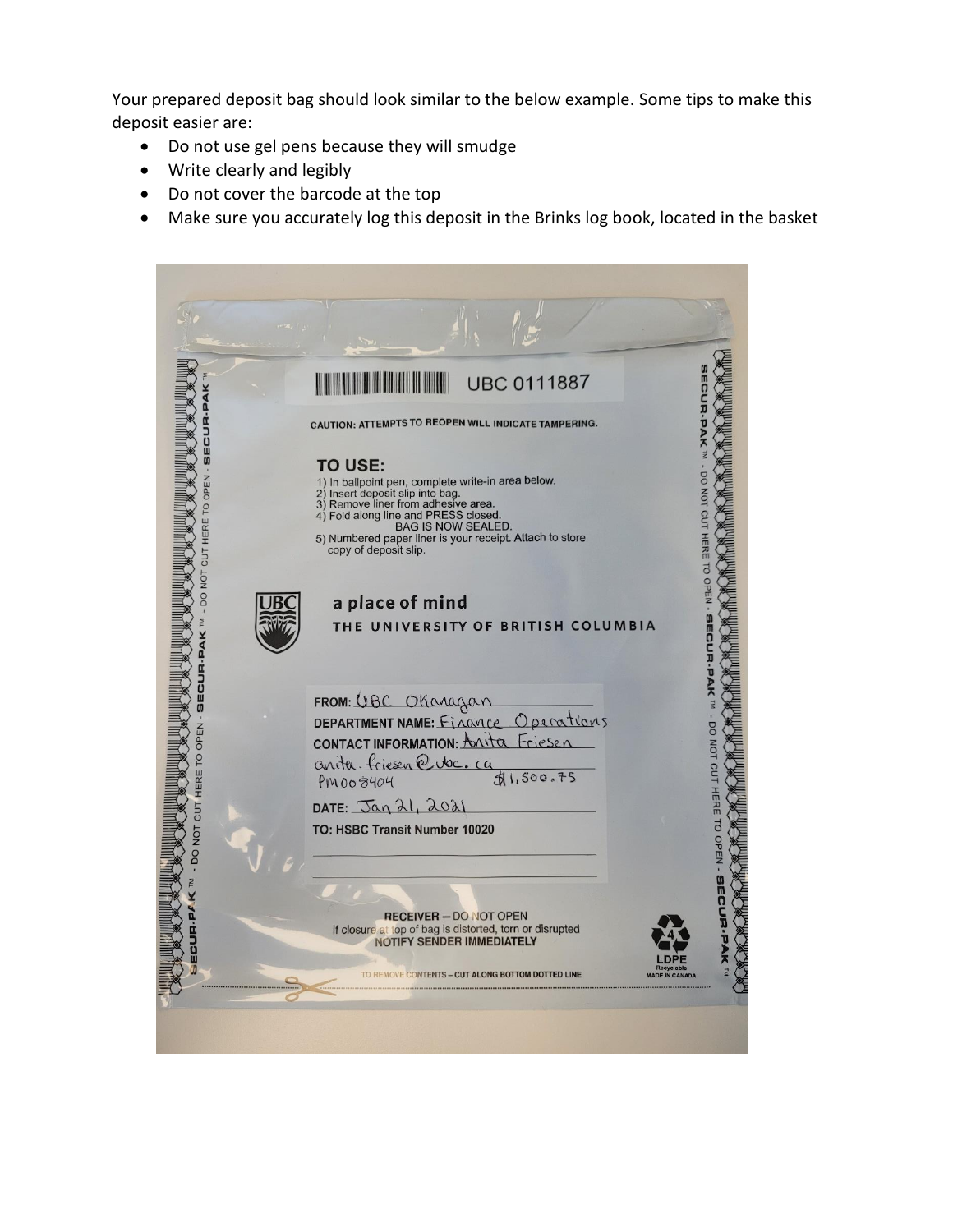Your prepared deposit bag should look similar to the below example. Some tips to make this deposit easier are:

- Do not use gel pens because they will smudge
- Write clearly and legibly
- Do not cover the barcode at the top
- Make sure you accurately log this deposit in the Brinks log book, located in the basket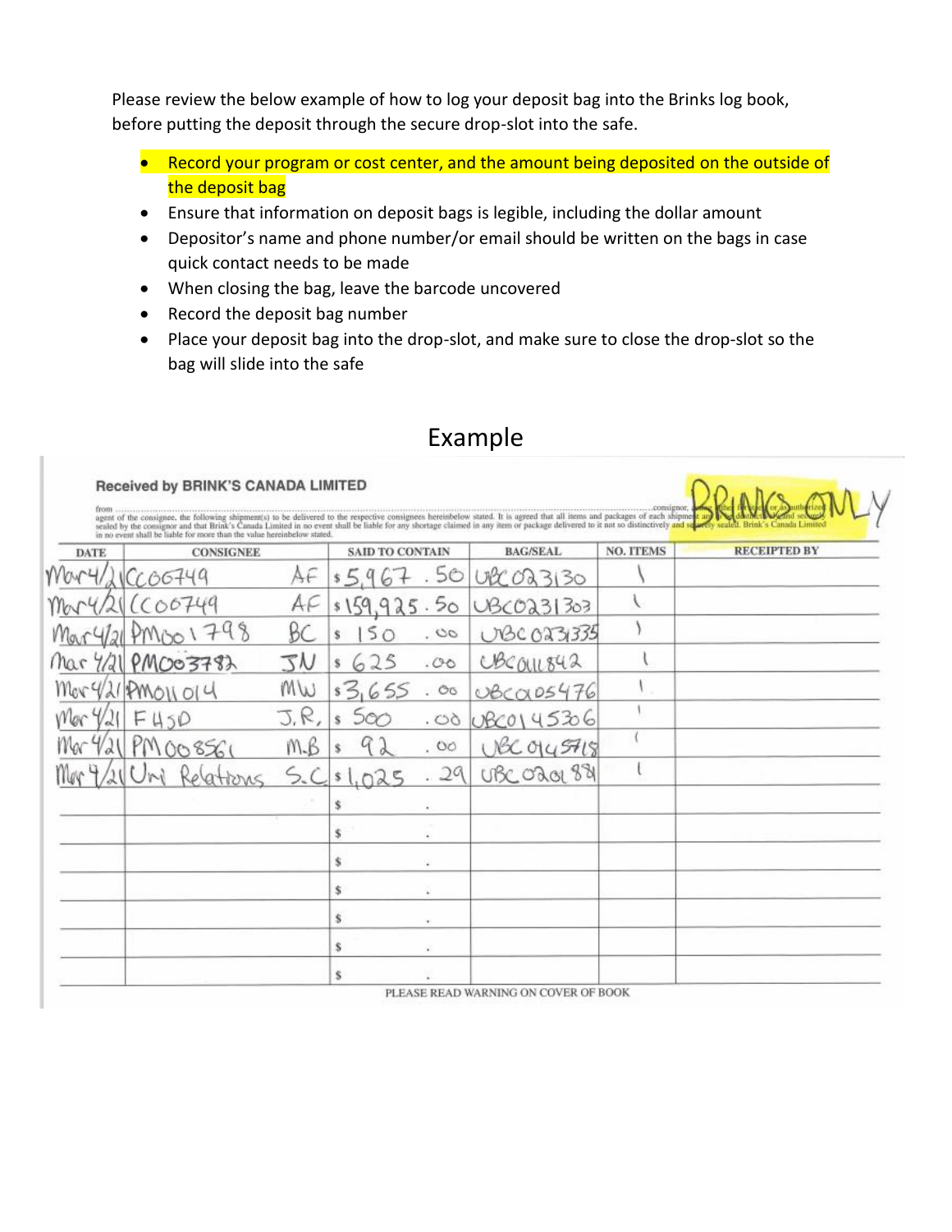Please review the below example of how to log your deposit bag into the Brinks log book, before putting the deposit through the secure drop-slot into the safe.

- Record your program or cost center, and the amount being deposited on the outside of the deposit bag
- Ensure that information on deposit bags is legible, including the dollar amount
- Depositor's name and phone number/or email should be written on the bags in case quick contact needs to be made
- When closing the bag, leave the barcode uncovered
- Record the deposit bag number
- Place your deposit bag into the drop-slot, and make sure to close the drop-slot so the bag will slide into the safe

## Example

**Received by BRINK'S CANADA LIMITED** BRINKS ONLY

from ............................................................consignor, ... or as authorized agent of the consignee, the following shipment(s) to be delivered to the respective consignees hereinbelow stated. It is agreed that all items and packages of each shipment are ... distinctively and securely sealed by the consignor and that Brink's Canada Limited in no event shall be liable for any shortage claimed in any item or package delivered to it not so distinctively and separately sealed. Brink's Canada Limited in no event shall be liable for more than the value hereinbelow stated.

| DATE | CONSIGNEE | | SAID TO CONTAIN | BAG/SEAL | NO. ITEMS | RECEIPTED BY |
|---|---|---|---|---|---|---|
| Mar 4/21 | CC06749 | AF | $5,967.50 | UBC023130 | 1 | |
| Mar 4/21 | CC00749 | AF | $159,925.50 | UBC0231303 | 1 | |
| Mar 4/21 | PM001798 | BC | $150.00 | UBC023133 | 1 | |
| Mar 4/21 | PM003782 | JN | $625.00 | UBC011842 | 1 | |
| Mar 4/21 | PM011014 | MW | $3,655.00 | UBC005476 | 1 | |
| Mar 4/21 | FHSD | J.R. | $500.00 | UBC0145306 | 1 | |
| Mar 4/21 | PM008561 | M.B | $92.00 | UBC0145718 | 1 | |
| Mar 4/21 | Uni Relations | S.C | $1,025.29 | UBC020188 | 1 | |
| | | | $ . | | | |
| | | | $ . | | | |
| | | | $ . | | | |
| | | | $ . | | | |
| | | | $ . | | | |
| | | | $ . | | | |
| | | | $ . | | | |

PLEASE READ WARNING ON COVER OF BOOK